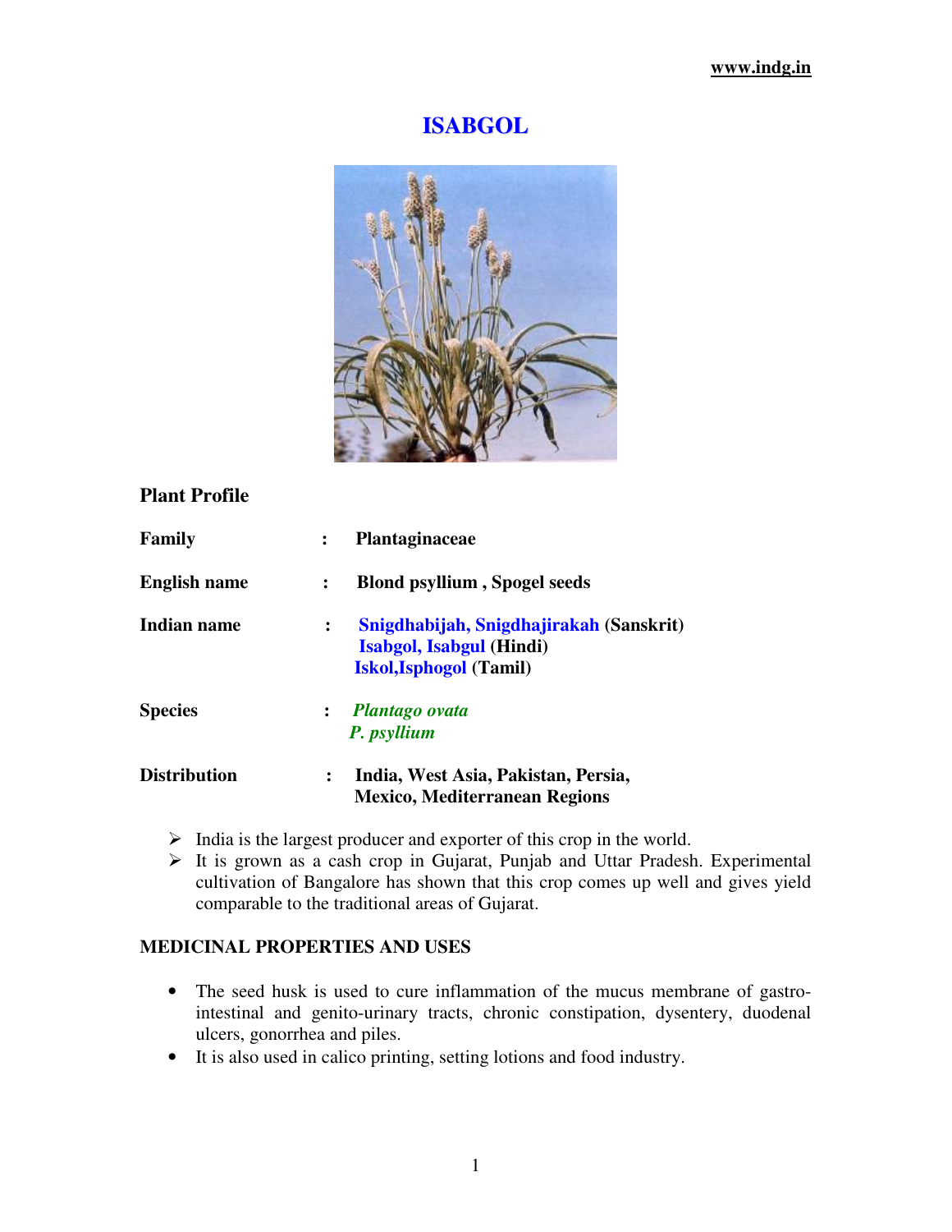# ISABGOL

## Plant Profile

| | | |
|---|---|---|
| **Family** | : | **Plantaginaceae** |
| **English name** | : | **Blond psyllium , Spogel seeds** |
| **Indian name** | : | **Snigdhabijah, Snigdhajirakah (Sanskrit)**<br>**Isabgol, Isabgul (Hindi)**<br>**Iskol,Isphogol (Tamil)** |
| **Species** | : | ***Plantago ovata***<br>***P. psyllium*** |
| **Distribution** | : | **India, West Asia, Pakistan, Persia, Mexico, Mediterranean Regions** |

- India is the largest producer and exporter of this crop in the world.
- It is grown as a cash crop in Gujarat, Punjab and Uttar Pradesh. Experimental cultivation of Bangalore has shown that this crop comes up well and gives yield comparable to the traditional areas of Gujarat.

### MEDICINAL PROPERTIES AND USES

- The seed husk is used to cure inflammation of the mucus membrane of gastro-intestinal and genito-urinary tracts, chronic constipation, dysentery, duodenal ulcers, gonorrhea and piles.
- It is also used in calico printing, setting lotions and food industry.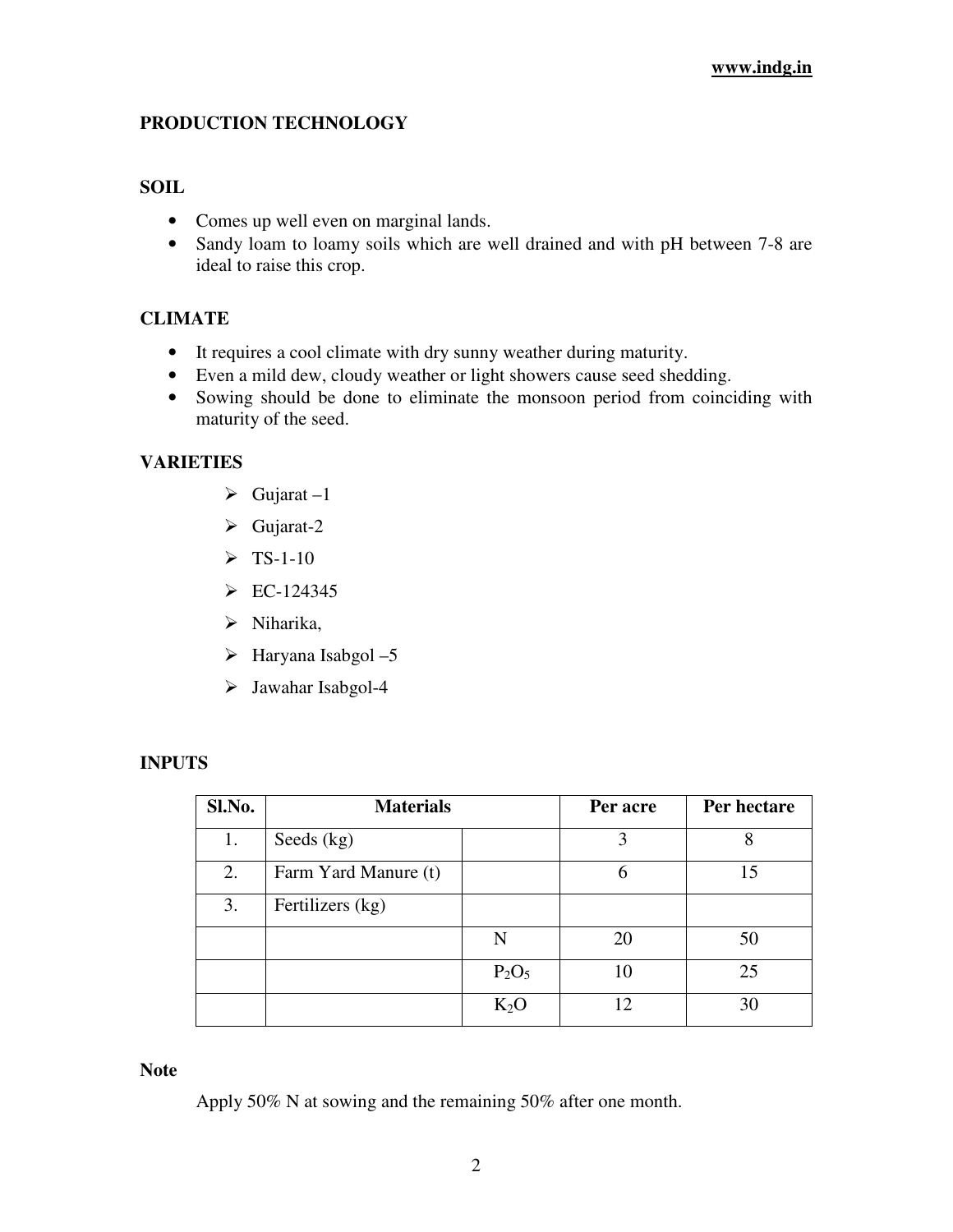## PRODUCTION TECHNOLOGY

### SOIL

- Comes up well even on marginal lands.
- Sandy loam to loamy soils which are well drained and with pH between 7-8 are ideal to raise this crop.

### CLIMATE

- It requires a cool climate with dry sunny weather during maturity.
- Even a mild dew, cloudy weather or light showers cause seed shedding.
- Sowing should be done to eliminate the monsoon period from coinciding with maturity of the seed.

### VARIETIES

- Gujarat –1
- Gujarat-2
- TS-1-10
- EC-124345
- Niharika,
- Haryana Isabgol –5
- Jawahar Isabgol-4

### INPUTS

| Sl.No. | Materials | | Per acre | Per hectare |
|---|---|---|---|---|
| 1. | Seeds (kg) | | 3 | 8 |
| 2. | Farm Yard Manure (t) | | 6 | 15 |
| 3. | Fertilizers (kg) | | | |
| | | N | 20 | 50 |
| | | $P_2O_5$ | 10 | 25 |
| | | $K_2O$ | 12 | 30 |

**Note**

Apply 50% N at sowing and the remaining 50% after one month.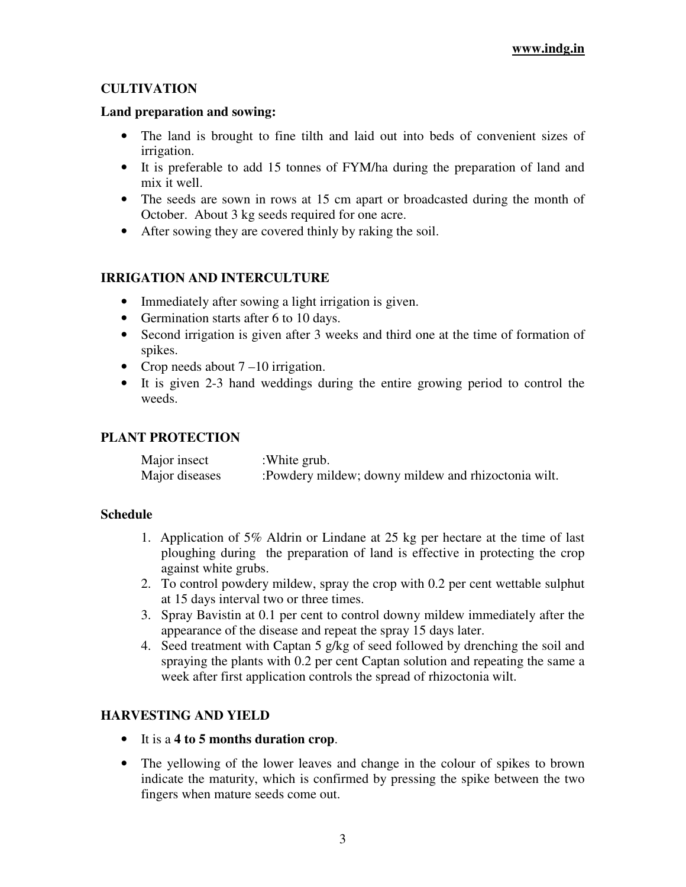## CULTIVATION

### Land preparation and sowing:

- The land is brought to fine tilth and laid out into beds of convenient sizes of irrigation.
- It is preferable to add 15 tonnes of FYM/ha during the preparation of land and mix it well.
- The seeds are sown in rows at 15 cm apart or broadcasted during the month of October. About 3 kg seeds required for one acre.
- After sowing they are covered thinly by raking the soil.

## IRRIGATION AND INTERCULTURE

- Immediately after sowing a light irrigation is given.
- Germination starts after 6 to 10 days.
- Second irrigation is given after 3 weeks and third one at the time of formation of spikes.
- Crop needs about 7 –10 irrigation.
- It is given 2-3 hand weddings during the entire growing period to control the weeds.

## PLANT PROTECTION

Major insect :White grub.
Major diseases :Powdery mildew; downy mildew and rhizoctonia wilt.

### Schedule

1. Application of 5% Aldrin or Lindane at 25 kg per hectare at the time of last ploughing during the preparation of land is effective in protecting the crop against white grubs.
2. To control powdery mildew, spray the crop with 0.2 per cent wettable sulphut at 15 days interval two or three times.
3. Spray Bavistin at 0.1 per cent to control downy mildew immediately after the appearance of the disease and repeat the spray 15 days later.
4. Seed treatment with Captan 5 g/kg of seed followed by drenching the soil and spraying the plants with 0.2 per cent Captan solution and repeating the same a week after first application controls the spread of rhizoctonia wilt.

## HARVESTING AND YIELD

- It is a **4 to 5 months duration crop**.
- The yellowing of the lower leaves and change in the colour of spikes to brown indicate the maturity, which is confirmed by pressing the spike between the two fingers when mature seeds come out.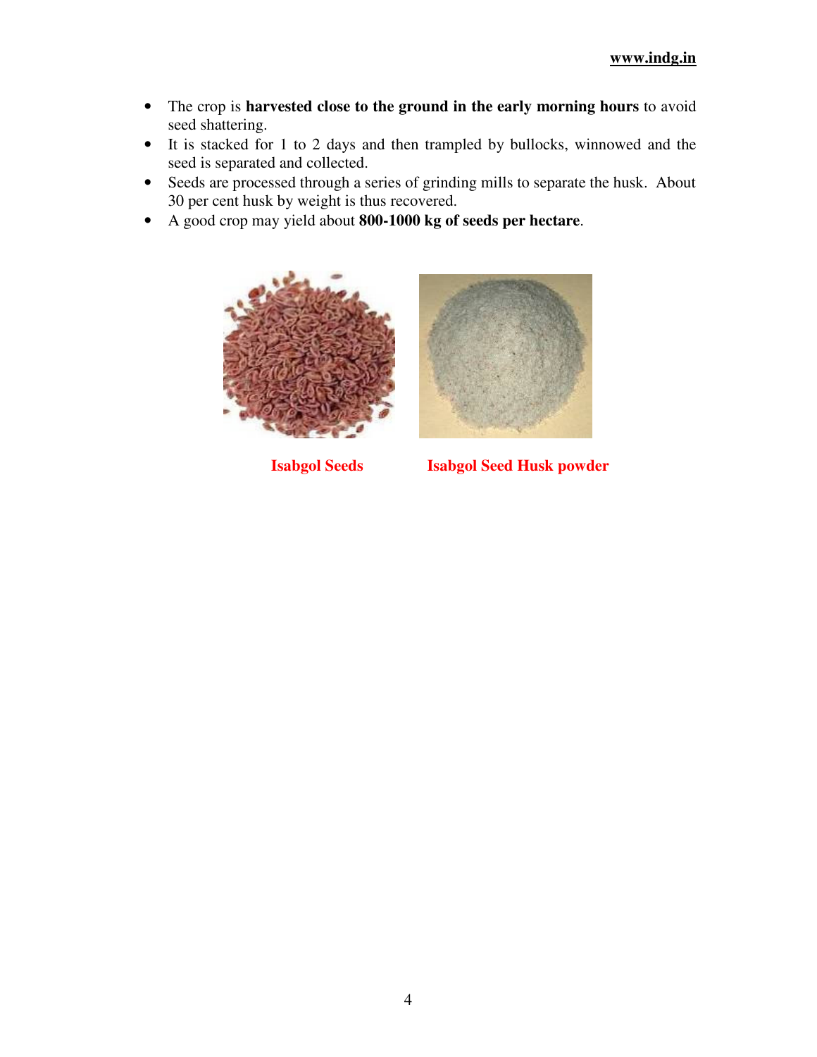- The crop is **harvested close to the ground in the early morning hours** to avoid seed shattering.
- It is stacked for 1 to 2 days and then trampled by bullocks, winnowed and the seed is separated and collected.
- Seeds are processed through a series of grinding mills to separate the husk. About 30 per cent husk by weight is thus recovered.
- A good crop may yield about **800-1000 kg of seeds per hectare**.

**Isabgol Seeds**

**Isabgol Seed Husk powder**